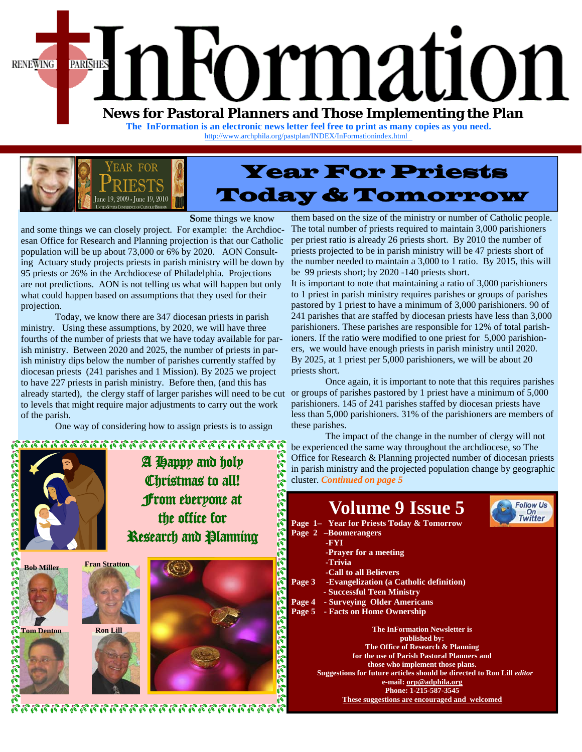# InFormation

RENEWING PARISHES

**News for Pastoral Planners and Those Implementing the Plan**

**The InFormation is an electronic news letter feel free to print as many copies as you need.**

http://www.archphila.org/pastplan/INDEX/InFormationindex.html

YEAR FOR PRIESTS
June 19, 2009 - June 19, 2010
United States Conference of Catholic Bishops

## Year For Priests Today & Tomorrow

**S**ome things we know and some things we can closely project. For example: the Archdiocesan Office for Research and Planning projection is that our Catholic population will be up about 73,000 or 6% by 2020. AON Consulting Actuary study projects priests in parish ministry will be down by 95 priests or 26% in the Archdiocese of Philadelphia. Projections are not predictions. AON is not telling us what will happen but only what could happen based on assumptions that they used for their projection.

Today, we know there are 347 diocesan priests in parish ministry. Using these assumptions, by 2020, we will have three fourths of the number of priests that we have today available for parish ministry. Between 2020 and 2025, the number of priests in parish ministry dips below the number of parishes currently staffed by diocesan priests (241 parishes and 1 Mission). By 2025 we project to have 227 priests in parish ministry. Before then, (and this has already started), the clergy staff of larger parishes will need to be cut to levels that might require major adjustments to carry out the work of the parish.

One way of considering how to assign priests is to assign them based on the size of the ministry or number of Catholic people. The total number of priests required to maintain 3,000 parishioners per priest ratio is already 26 priests short. By 2010 the number of priests projected to be in parish ministry will be 47 priests short of the number needed to maintain a 3,000 to 1 ratio. By 2015, this will be 99 priests short; by 2020 -140 priests short.

It is important to note that maintaining a ratio of 3,000 parishioners to 1 priest in parish ministry requires parishes or groups of parishes pastored by 1 priest to have a minimum of 3,000 parishioners. 90 of 241 parishes that are staffed by diocesan priests have less than 3,000 parishioners. These parishes are responsible for 12% of total parishioners. If the ratio were modified to one priest for 5,000 parishioners, we would have enough priests in parish ministry until 2020. By 2025, at 1 priest per 5,000 parishioners, we will be about 20 priests short.

Once again, it is important to note that this requires parishes or groups of parishes pastored by 1 priest have a minimum of 5,000 parishioners. 145 of 241 parishes staffed by diocesan priests have less than 5,000 parishioners. 31% of the parishioners are members of these parishes.

The impact of the change in the number of clergy will not be experienced the same way throughout the archdiocese, so The Office for Research & Planning projected number of diocesan priests in parish ministry and the projected population change by geographic cluster. *Continued on page 5*

**A Happy and holy Christmas to all! From everyone at the office for Research and Planning**

**Bob Miller** **Fran Stratton** **Tom Denton** **Ron Lill**

## Volume 9 Issue 5

Follow Us On Twitter

**Page 1– Year for Priests Today & Tomorrow**
**Page 2 –Boomerangers**
**-FYI**
**-Prayer for a meeting**
**-Trivia**
**-Call to all Believers**
**Page 3 -Evangelization (a Catholic definition)**
**- Successful Teen Ministry**
**Page 4 - Surveying Older Americans**
**Page 5 - Facts on Home Ownership**

**The InFormation Newsletter is published by: The Office of Research & Planning for the use of Parish Pastoral Planners and those who implement those plans. Suggestions for future articles should be directed to Ron Lill *editor***
**e-mail: orp@adphila.org**
**Phone: 1-215-587-3545**
**These suggestions are encouraged and welcomed**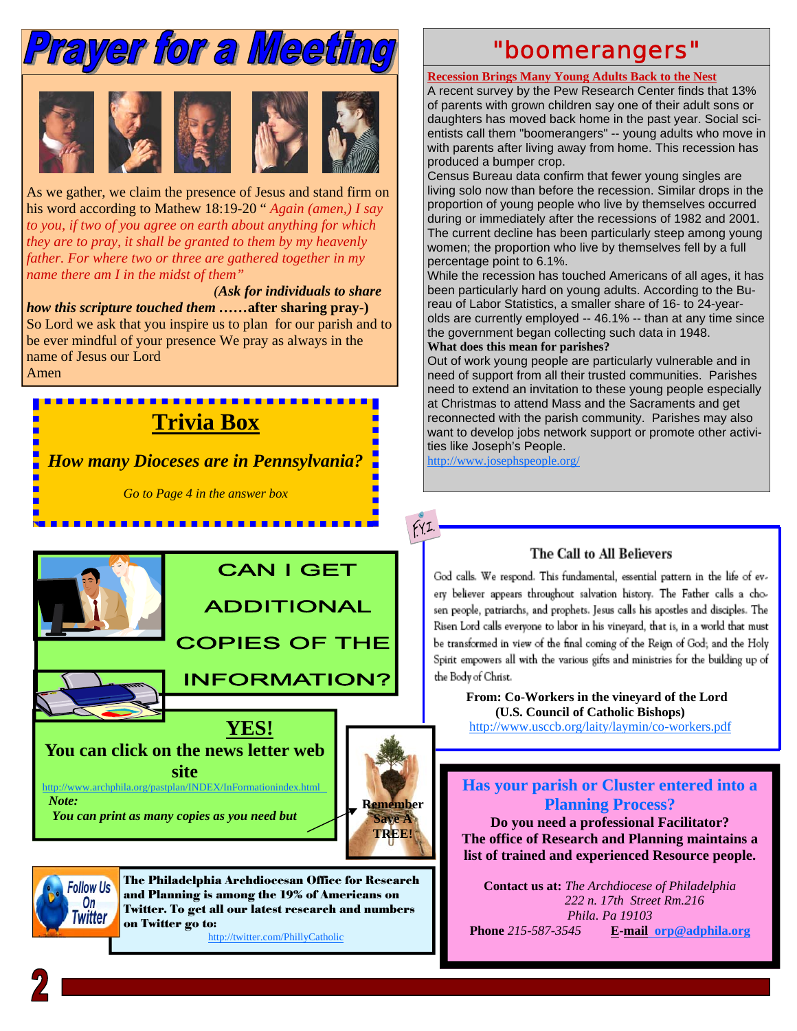# Prayer for a Meeting

As we gather, we claim the presence of Jesus and stand firm on his word according to Mathew 18:19-20 " *Again (amen,) I say to you, if two of you agree on earth about anything for which they are to pray, it shall be granted to them by my heavenly father. For where two or three are gathered together in my name there am I in the midst of them"*

***(Ask for individuals to share how this scripture touched them ……after sharing pray-)***

So Lord we ask that you inspire us to plan for our parish and to be ever mindful of your presence We pray as always in the name of Jesus our Lord

Amen

## Trivia Box

***How many Dioceses are in Pennsylvania?***

*Go to Page 4 in the answer box*

## CAN I GET ADDITIONAL COPIES OF THE INFORMATION?

**YES!**

**You can click on the news letter web site**

http://www.archphila.org/pastplan/INDEX/InFormationindex.html

***Note:***

***You can print as many copies as you need but***

**Remember Save A TREE!**

Follow Us On Twitter

**The Philadelphia Archdiocesan Office for Research and Planning is among the 19% of Americans on Twitter. To get all our latest research and numbers on Twitter go to:**

http://twitter.com/PhillyCatholic

## "boomerangers"

**Recession Brings Many Young Adults Back to the Nest**

A recent survey by the Pew Research Center finds that 13% of parents with grown children say one of their adult sons or daughters has moved back home in the past year. Social scientists call them "boomerangers" -- young adults who move in with parents after living away from home. This recession has produced a bumper crop.

Census Bureau data confirm that fewer young singles are living solo now than before the recession. Similar drops in the proportion of young people who live by themselves occurred during or immediately after the recessions of 1982 and 2001. The current decline has been particularly steep among young women; the proportion who live by themselves fell by a full percentage point to 6.1%.

While the recession has touched Americans of all ages, it has been particularly hard on young adults. According to the Bureau of Labor Statistics, a smaller share of 16- to 24-year-olds are currently employed -- 46.1% -- than at any time since the government began collecting such data in 1948.

**What does this mean for parishes?**

Out of work young people are particularly vulnerable and in need of support from all their trusted communities. Parishes need to extend an invitation to these young people especially at Christmas to attend Mass and the Sacraments and get reconnected with the parish community. Parishes may also want to develop jobs network support or promote other activities like Joseph's People.

http://www.josephspeople.org/

FYI

### The Call to All Believers

God calls. We respond. This fundamental, essential pattern in the life of every believer appears throughout salvation history. The Father calls a chosen people, patriarchs, and prophets. Jesus calls his apostles and disciples. The Risen Lord calls everyone to labor in his vineyard, that is, in a world that must be transformed in view of the final coming of the Reign of God; and the Holy Spirit empowers all with the various gifts and ministries for the building up of the Body of Christ.

**From: Co-Workers in the vineyard of the Lord**
**(U.S. Council of Catholic Bishops)**

http://www.usccb.org/laity/laymin/co-workers.pdf

## Has your parish or Cluster entered into a Planning Process?

**Do you need a professional Facilitator?**
**The office of Research and Planning maintains a list of trained and experienced Resource people.**

**Contact us at:** *The Archdiocese of Philadelphia*
*222 n. 17th Street Rm.216*
*Phila. Pa 19103*

**Phone** *215-587-3545* **E-mail** orp@adphila.org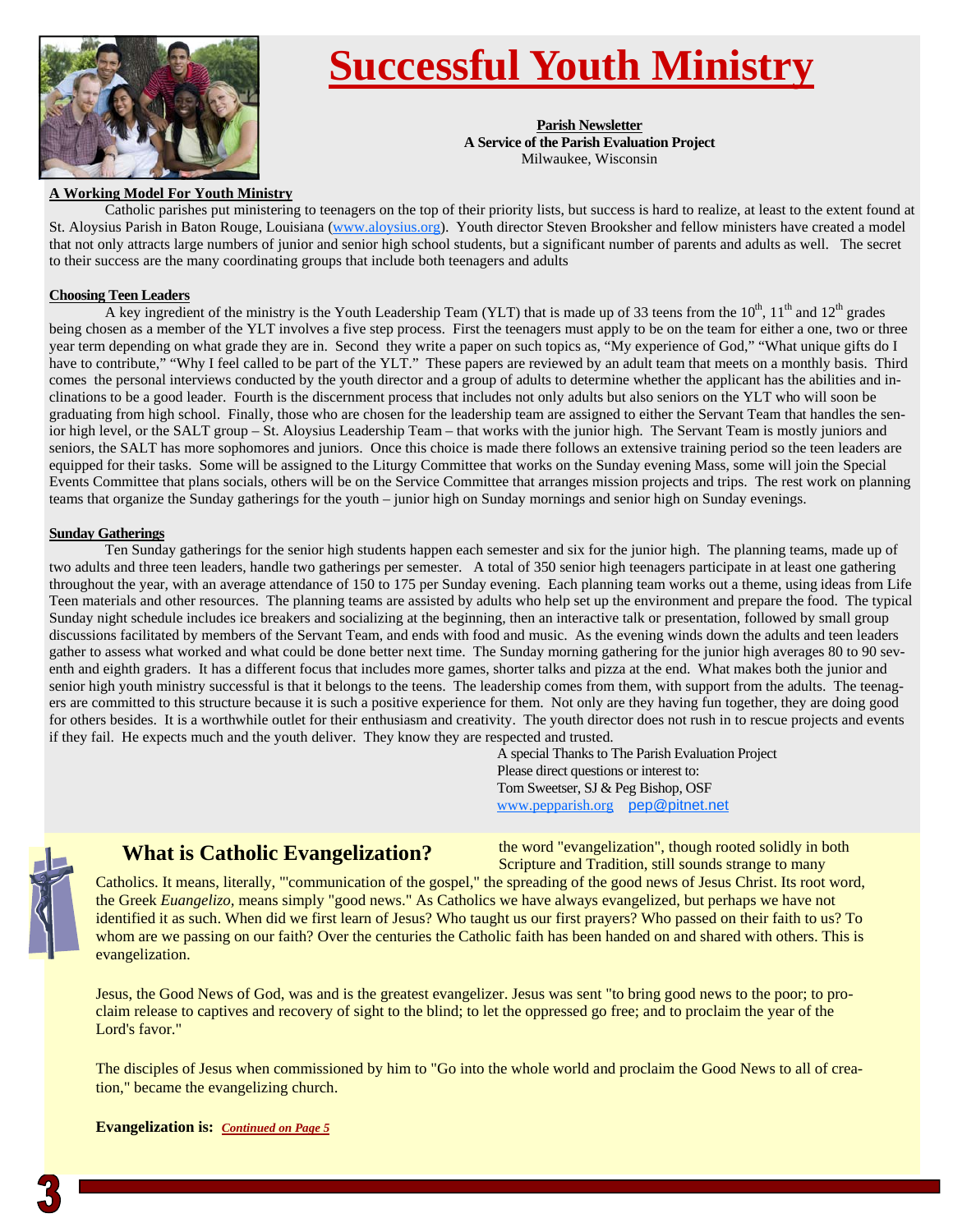# Successful Youth Ministry

**Parish Newsletter**
**A Service of the Parish Evaluation Project**
Milwaukee, Wisconsin

## A Working Model For Youth Ministry

Catholic parishes put ministering to teenagers on the top of their priority lists, but success is hard to realize, at least to the extent found at St. Aloysius Parish in Baton Rouge, Louisiana (www.aloysius.org). Youth director Steven Brooksher and fellow ministers have created a model that not only attracts large numbers of junior and senior high school students, but a significant number of parents and adults as well. The secret to their success are the many coordinating groups that include both teenagers and adults

## Choosing Teen Leaders

A key ingredient of the ministry is the Youth Leadership Team (YLT) that is made up of 33 teens from the 10th, 11th and 12th grades being chosen as a member of the YLT involves a five step process. First the teenagers must apply to be on the team for either a one, two or three year term depending on what grade they are in. Second they write a paper on such topics as, "My experience of God," "What unique gifts do I have to contribute," "Why I feel called to be part of the YLT." These papers are reviewed by an adult team that meets on a monthly basis. Third comes the personal interviews conducted by the youth director and a group of adults to determine whether the applicant has the abilities and inclinations to be a good leader. Fourth is the discernment process that includes not only adults but also seniors on the YLT who will soon be graduating from high school. Finally, those who are chosen for the leadership team are assigned to either the Servant Team that handles the senior high level, or the SALT group – St. Aloysius Leadership Team – that works with the junior high. The Servant Team is mostly juniors and seniors, the SALT has more sophomores and juniors. Once this choice is made there follows an extensive training period so the teen leaders are equipped for their tasks. Some will be assigned to the Liturgy Committee that works on the Sunday evening Mass, some will join the Special Events Committee that plans socials, others will be on the Service Committee that arranges mission projects and trips. The rest work on planning teams that organize the Sunday gatherings for the youth – junior high on Sunday mornings and senior high on Sunday evenings.

## Sunday Gatherings

Ten Sunday gatherings for the senior high students happen each semester and six for the junior high. The planning teams, made up of two adults and three teen leaders, handle two gatherings per semester. A total of 350 senior high teenagers participate in at least one gathering throughout the year, with an average attendance of 150 to 175 per Sunday evening. Each planning team works out a theme, using ideas from Life Teen materials and other resources. The planning teams are assisted by adults who help set up the environment and prepare the food. The typical Sunday night schedule includes ice breakers and socializing at the beginning, then an interactive talk or presentation, followed by small group discussions facilitated by members of the Servant Team, and ends with food and music. As the evening winds down the adults and teen leaders gather to assess what worked and what could be done better next time. The Sunday morning gathering for the junior high averages 80 to 90 seventh and eighth graders. It has a different focus that includes more games, shorter talks and pizza at the end. What makes both the junior and senior high youth ministry successful is that it belongs to the teens. The leadership comes from them, with support from the adults. The teenagers are committed to this structure because it is such a positive experience for them. Not only are they having fun together, they are doing good for others besides. It is a worthwhile outlet for their enthusiasm and creativity. The youth director does not rush in to rescue projects and events if they fail. He expects much and the youth deliver. They know they are respected and trusted.

A special Thanks to The Parish Evaluation Project
Please direct questions or interest to:
Tom Sweetser, SJ & Peg Bishop, OSF
www.pepparish.org  pep@pitnet.net

## What is Catholic Evangelization?

the word "evangelization", though rooted solidly in both Scripture and Tradition, still sounds strange to many Catholics. It means, literally, "'communication of the gospel," the spreading of the good news of Jesus Christ. Its root word, the Greek *Euangelizo*, means simply "good news." As Catholics we have always evangelized, but perhaps we have not identified it as such. When did we first learn of Jesus? Who taught us our first prayers? Who passed on their faith to us? To whom are we passing on our faith? Over the centuries the Catholic faith has been handed on and shared with others. This is evangelization.

Jesus, the Good News of God, was and is the greatest evangelizer. Jesus was sent "to bring good news to the poor; to proclaim release to captives and recovery of sight to the blind; to let the oppressed go free; and to proclaim the year of the Lord's favor."

The disciples of Jesus when commissioned by him to "Go into the whole world and proclaim the Good News to all of creation," became the evangelizing church.

**Evangelization is:** ***Continued on Page 5***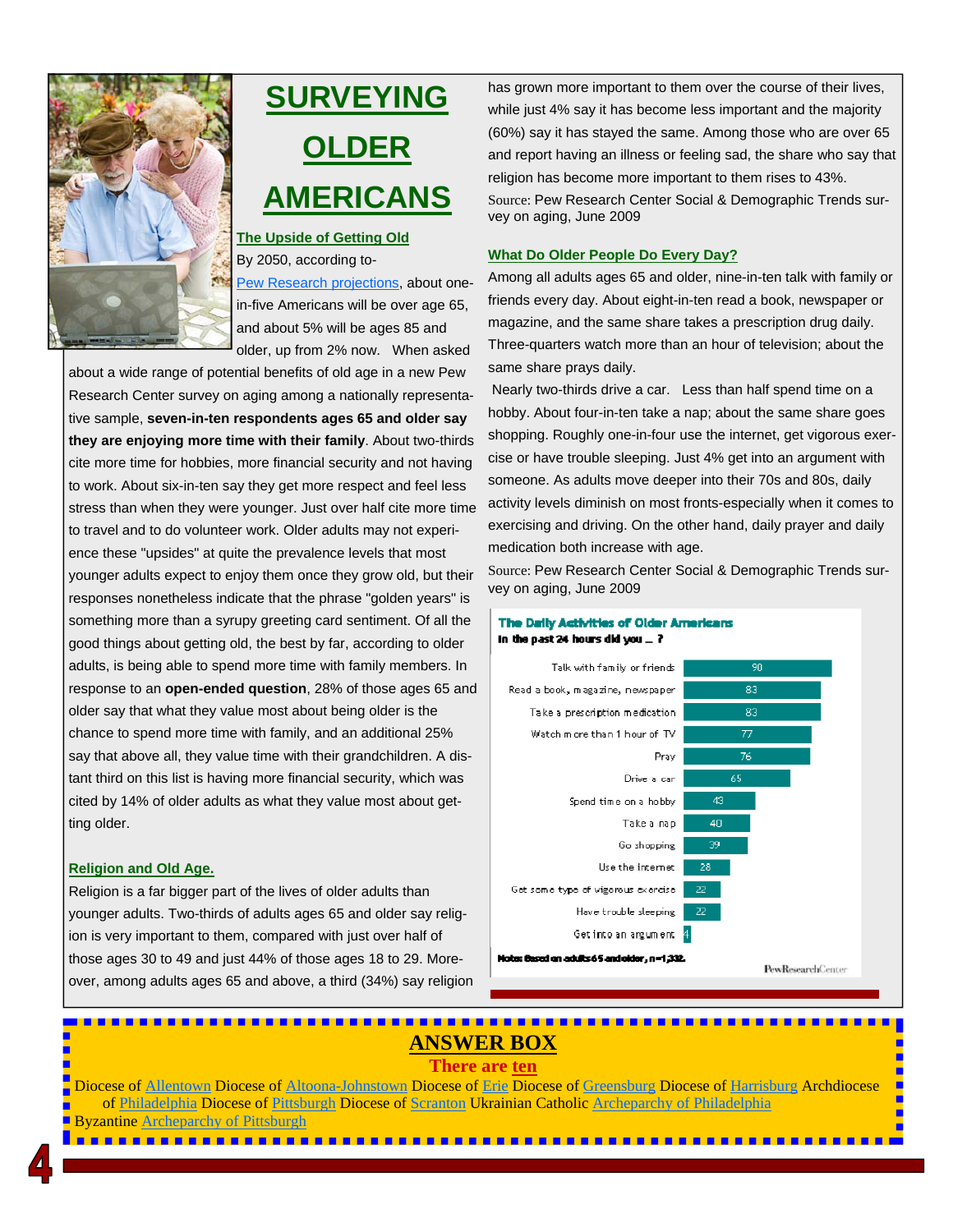# SURVEYING OLDER AMERICANS

## The Upside of Getting Old

By 2050, according to Pew Research projections, about one-in-five Americans will be over age 65, and about 5% will be ages 85 and older, up from 2% now. When asked about a wide range of potential benefits of old age in a new Pew Research Center survey on aging among a nationally representative sample, **seven-in-ten respondents ages 65 and older say they are enjoying more time with their family**. About two-thirds cite more time for hobbies, more financial security and not having to work. About six-in-ten say they get more respect and feel less stress than when they were younger. Just over half cite more time to travel and to do volunteer work. Older adults may not experience these "upsides" at quite the prevalence levels that most younger adults expect to enjoy them once they grow old, but their responses nonetheless indicate that the phrase "golden years" is something more than a syrupy greeting card sentiment. Of all the good things about getting old, the best by far, according to older adults, is being able to spend more time with family members. In response to an **open-ended question**, 28% of those ages 65 and older say that what they value most about being older is the chance to spend more time with family, and an additional 25% say that above all, they value time with their grandchildren. A distant third on this list is having more financial security, which was cited by 14% of older adults as what they value most about getting older.

## Religion and Old Age.

Religion is a far bigger part of the lives of older adults than younger adults. Two-thirds of adults ages 65 and older say religion is very important to them, compared with just over half of those ages 30 to 49 and just 44% of those ages 18 to 29. Moreover, among adults ages 65 and above, a third (34%) say religion has grown more important to them over the course of their lives, while just 4% say it has become less important and the majority (60%) say it has stayed the same. Among those who are over 65 and report having an illness or feeling sad, the share who say that religion has become more important to them rises to 43%.

Source: Pew Research Center Social & Demographic Trends survey on aging, June 2009

## What Do Older People Do Every Day?

Among all adults ages 65 and older, nine-in-ten talk with family or friends every day. About eight-in-ten read a book, newspaper or magazine, and the same share takes a prescription drug daily. Three-quarters watch more than an hour of television; about the same share prays daily.

Nearly two-thirds drive a car. Less than half spend time on a hobby. About four-in-ten take a nap; about the same share goes shopping. Roughly one-in-four use the internet, get vigorous exercise or have trouble sleeping. Just 4% get into an argument with someone. As adults move deeper into their 70s and 80s, daily activity levels diminish on most fronts-especially when it comes to exercising and driving. On the other hand, daily prayer and daily medication both increase with age.

Source: Pew Research Center Social & Demographic Trends survey on aging, June 2009

**The Daily Activities of Older Americans**
**In the past 24 hours did you ... ?**

| Activity | % |
|---|---|
| Talk with family or friends | 90 |
| Read a book, magazine, newspaper | 83 |
| Take a prescription medication | 83 |
| Watch more than 1 hour of TV | 77 |
| Pray | 76 |
| Drive a car | 65 |
| Spend time on a hobby | 43 |
| Take a nap | 40 |
| Go shopping | 39 |
| Use the internet | 28 |
| Get some type of vigorous exercise | 22 |
| Have trouble sleeping | 22 |
| Get into an argument | 4 |

**Note: Based on adults 65 and older, n=1,332.**

PewResearchCenter

## ANSWER BOX

**There are ten**

Diocese of Allentown Diocese of Altoona-Johnstown Diocese of Erie Diocese of Greensburg Diocese of Harrisburg Archdiocese of Philadelphia Diocese of Pittsburgh Diocese of Scranton Ukrainian Catholic Archeparchy of Philadelphia Byzantine Archeparchy of Pittsburgh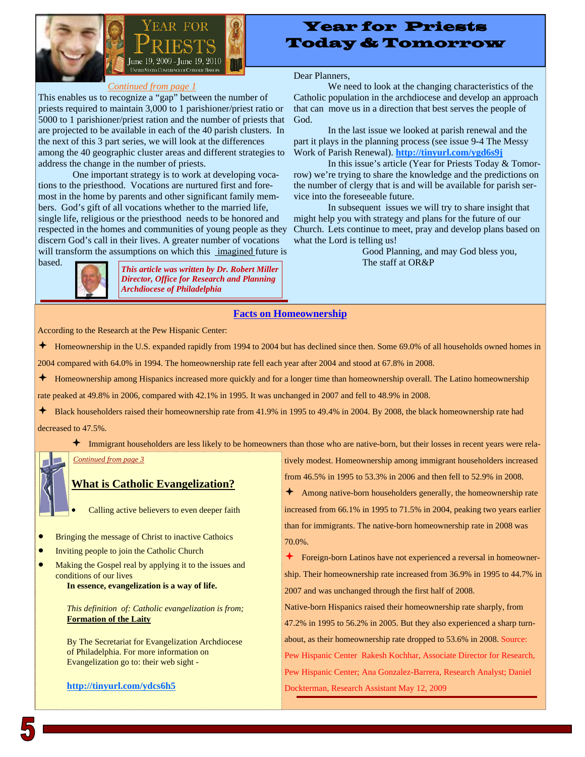## Year for Priests Today & Tomorrow

*Continued from page 1*

This enables us to recognize a "gap" between the number of priests required to maintain 3,000 to 1 parishioner/priest ratio or 5000 to 1 parishioner/priest ration and the number of priests that are projected to be available in each of the 40 parish clusters. In the next of this 3 part series, we will look at the differences among the 40 geographic cluster areas and different strategies to address the change in the number of priests.

One important strategy is to work at developing vocations to the priesthood. Vocations are nurtured first and foremost in the home by parents and other significant family members. God's gift of all vocations whether to the married life, single life, religious or the priesthood needs to be honored and respected in the homes and communities of young people as they discern God's call in their lives. A greater number of vocations will transform the assumptions on which this imagined future is based.

***This article was written by Dr. Robert Miller Director, Office for Research and Planning Archdiocese of Philadelphia***

Dear Planners,

We need to look at the changing characteristics of the Catholic population in the archdiocese and develop an approach that can move us in a direction that best serves the people of God.

In the last issue we looked at parish renewal and the part it plays in the planning process (see issue 9-4 The Messy Work of Parish Renewal). **http://tinyurl.com/ygd6s9j**

In this issue's article (Year for Priests Today & Tomorrow) we're trying to share the knowledge and the predictions on the number of clergy that is and will be available for parish service into the foreseeable future.

In subsequent issues we will try to share insight that might help you with strategy and plans for the future of our Church. Lets continue to meet, pray and develop plans based on what the Lord is telling us!

Good Planning, and may God bless you,
The staff at OR&P

## Facts on Homeownership

According to the Research at the Pew Hispanic Center:

- Homeownership in the U.S. expanded rapidly from 1994 to 2004 but has declined since then. Some 69.0% of all households owned homes in 2004 compared with 64.0% in 1994. The homeownership rate fell each year after 2004 and stood at 67.8% in 2008.
- Homeownership among Hispanics increased more quickly and for a longer time than homeownership overall. The Latino homeownership rate peaked at 49.8% in 2006, compared with 42.1% in 1995. It was unchanged in 2007 and fell to 48.9% in 2008.
- Black householders raised their homeownership rate from 41.9% in 1995 to 49.4% in 2004. By 2008, the black homeownership rate had decreased to 47.5%.
- Immigrant householders are less likely to be homeowners than those who are native-born, but their losses in recent years were relatively modest. Homeownership among immigrant householders increased from 46.5% in 1995 to 53.3% in 2006 and then fell to 52.9% in 2008.
- Among native-born householders generally, the homeownership rate increased from 66.1% in 1995 to 71.5% in 2004, peaking two years earlier than for immigrants. The native-born homeownership rate in 2008 was 70.0%.
- Foreign-born Latinos have not experienced a reversal in homeownership. Their homeownership rate increased from 36.9% in 1995 to 44.7% in 2007 and was unchanged through the first half of 2008.

Native-born Hispanics raised their homeownership rate sharply, from 47.2% in 1995 to 56.2% in 2005. But they also experienced a sharp turnabout, as their homeownership rate dropped to 53.6% in 2008. Source: Pew Hispanic Center Rakesh Kochhar, Associate Director for Research, Pew Hispanic Center; Ana Gonzalez-Barrera, Research Analyst; Daniel Dockterman, Research Assistant May 12, 2009

*Continued from page 3*

## What is Catholic Evangelization?

- Calling active believers to even deeper faith
- Bringing the message of Christ to inactive Cathoics
- Inviting people to join the Catholic Church
- Making the Gospel real by applying it to the issues and conditions of our lives

**In essence, evangelization is a way of life.**

*This definition of: Catholic evangelization is from;* **Formation of the Laity**

By The Secretariat for Evangelization Archdiocese of Philadelphia. For more information on Evangelization go to: their web sight -

**http://tinyurl.com/ydcs6h5**